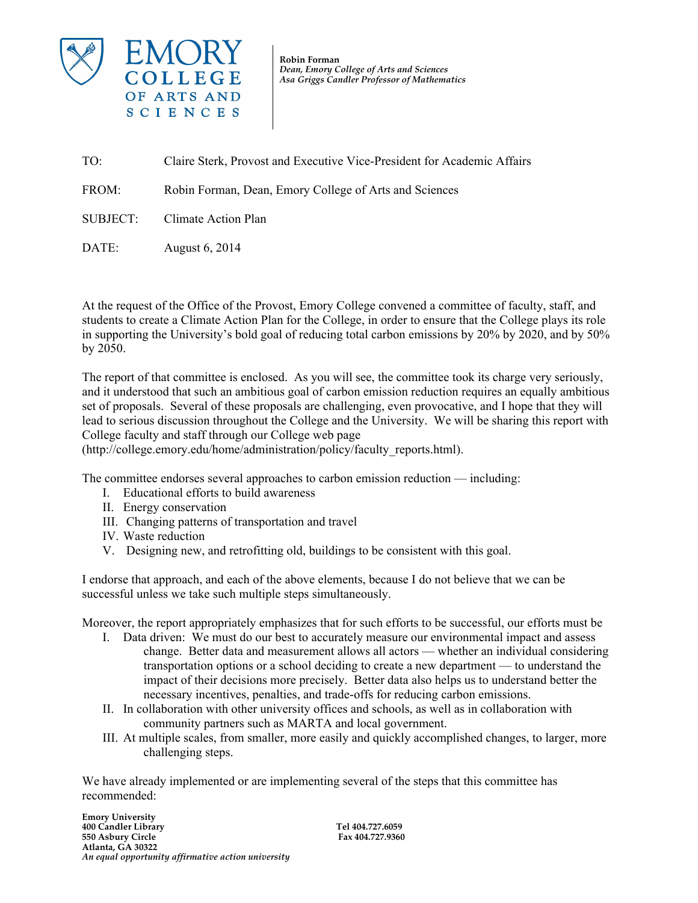**EMORY COLLEGE OF ARTS AND SCIENCES**

**Robin Forman**
*Dean, Emory College of Arts and Sciences*
*Asa Griggs Candler Professor of Mathematics*

TO: Claire Sterk, Provost and Executive Vice-President for Academic Affairs

FROM: Robin Forman, Dean, Emory College of Arts and Sciences

SUBJECT: Climate Action Plan

DATE: August 6, 2014

At the request of the Office of the Provost, Emory College convened a committee of faculty, staff, and students to create a Climate Action Plan for the College, in order to ensure that the College plays its role in supporting the University's bold goal of reducing total carbon emissions by 20% by 2020, and by 50% by 2050.

The report of that committee is enclosed. As you will see, the committee took its charge very seriously, and it understood that such an ambitious goal of carbon emission reduction requires an equally ambitious set of proposals. Several of these proposals are challenging, even provocative, and I hope that they will lead to serious discussion throughout the College and the University. We will be sharing this report with College faculty and staff through our College web page (http://college.emory.edu/home/administration/policy/faculty_reports.html).

The committee endorses several approaches to carbon emission reduction — including:

I. Educational efforts to build awareness
II. Energy conservation
III. Changing patterns of transportation and travel
IV. Waste reduction
V. Designing new, and retrofitting old, buildings to be consistent with this goal.

I endorse that approach, and each of the above elements, because I do not believe that we can be successful unless we take such multiple steps simultaneously.

Moreover, the report appropriately emphasizes that for such efforts to be successful, our efforts must be

I. Data driven: We must do our best to accurately measure our environmental impact and assess change. Better data and measurement allows all actors — whether an individual considering transportation options or a school deciding to create a new department — to understand the impact of their decisions more precisely. Better data also helps us to understand better the necessary incentives, penalties, and trade-offs for reducing carbon emissions.
II. In collaboration with other university offices and schools, as well as in collaboration with community partners such as MARTA and local government.
III. At multiple scales, from smaller, more easily and quickly accomplished changes, to larger, more challenging steps.

We have already implemented or are implementing several of the steps that this committee has recommended:

**Emory University**
**400 Candler Library**
**550 Asbury Circle**
**Atlanta, GA 30322**
*An equal opportunity affirmative action university*

**Tel 404.727.6059**
**Fax 404.727.9360**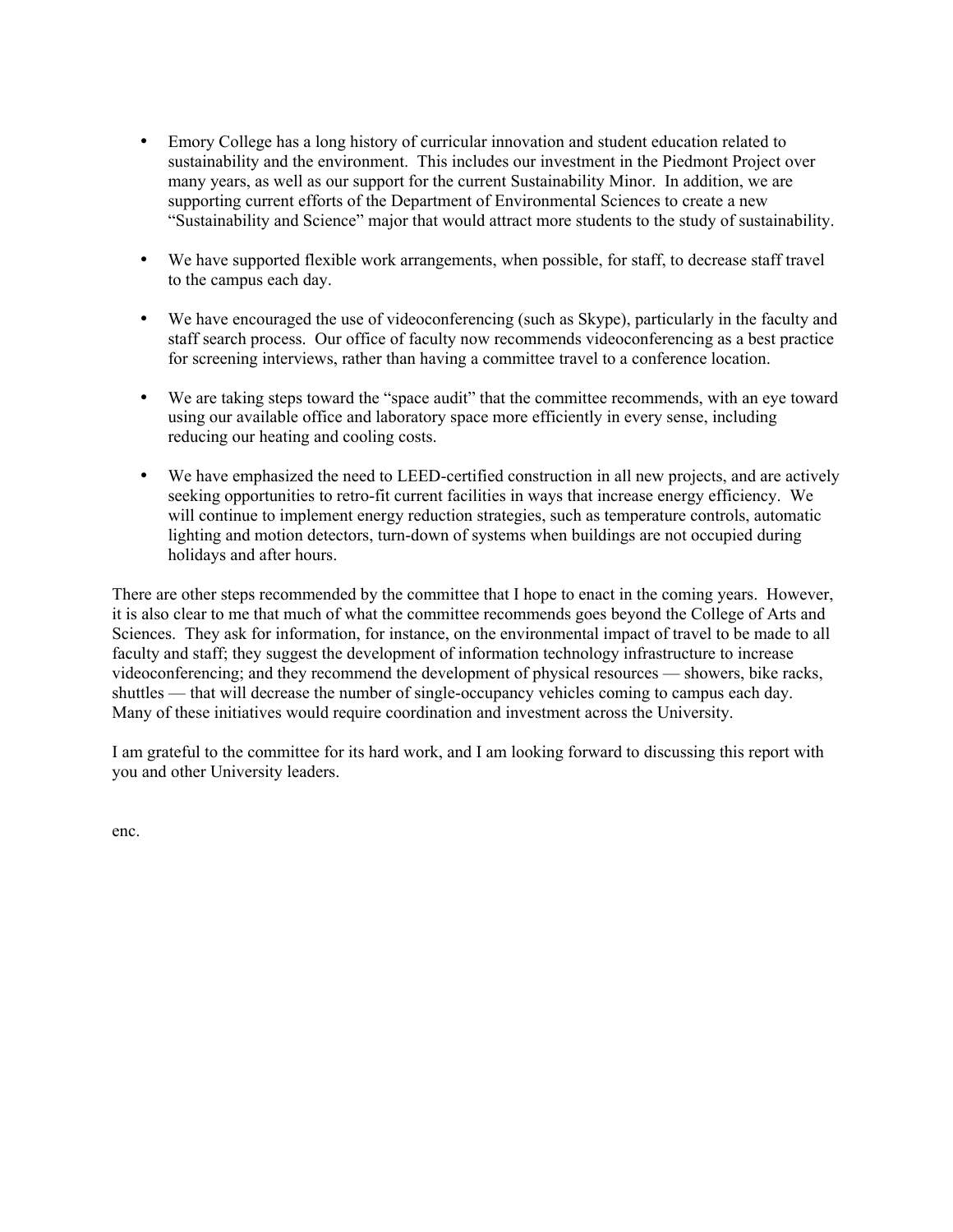- Emory College has a long history of curricular innovation and student education related to sustainability and the environment. This includes our investment in the Piedmont Project over many years, as well as our support for the current Sustainability Minor. In addition, we are supporting current efforts of the Department of Environmental Sciences to create a new "Sustainability and Science" major that would attract more students to the study of sustainability.

- We have supported flexible work arrangements, when possible, for staff, to decrease staff travel to the campus each day.

- We have encouraged the use of videoconferencing (such as Skype), particularly in the faculty and staff search process. Our office of faculty now recommends videoconferencing as a best practice for screening interviews, rather than having a committee travel to a conference location.

- We are taking steps toward the "space audit" that the committee recommends, with an eye toward using our available office and laboratory space more efficiently in every sense, including reducing our heating and cooling costs.

- We have emphasized the need to LEED-certified construction in all new projects, and are actively seeking opportunities to retro-fit current facilities in ways that increase energy efficiency. We will continue to implement energy reduction strategies, such as temperature controls, automatic lighting and motion detectors, turn-down of systems when buildings are not occupied during holidays and after hours.

There are other steps recommended by the committee that I hope to enact in the coming years. However, it is also clear to me that much of what the committee recommends goes beyond the College of Arts and Sciences. They ask for information, for instance, on the environmental impact of travel to be made to all faculty and staff; they suggest the development of information technology infrastructure to increase videoconferencing; and they recommend the development of physical resources — showers, bike racks, shuttles — that will decrease the number of single-occupancy vehicles coming to campus each day. Many of these initiatives would require coordination and investment across the University.

I am grateful to the committee for its hard work, and I am looking forward to discussing this report with you and other University leaders.

enc.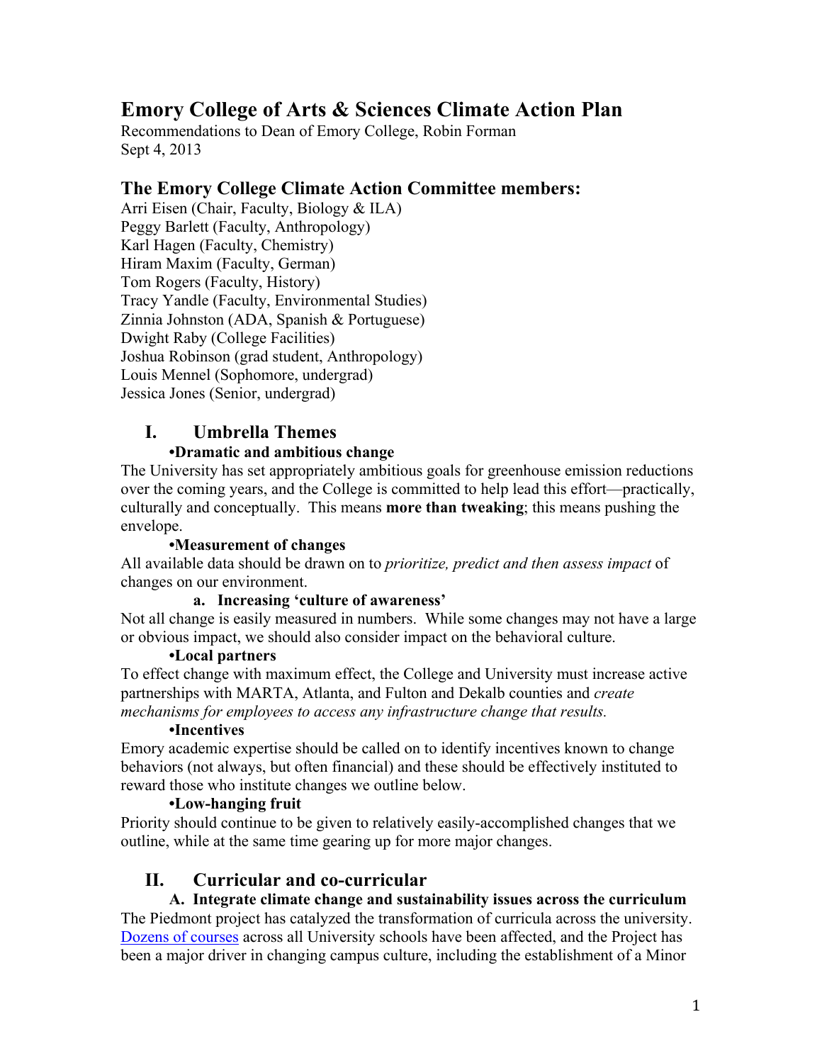# Emory College of Arts & Sciences Climate Action Plan

Recommendations to Dean of Emory College, Robin Forman
Sept 4, 2013

## The Emory College Climate Action Committee members:

Arri Eisen (Chair, Faculty, Biology & ILA)
Peggy Barlett (Faculty, Anthropology)
Karl Hagen (Faculty, Chemistry)
Hiram Maxim (Faculty, German)
Tom Rogers (Faculty, History)
Tracy Yandle (Faculty, Environmental Studies)
Zinnia Johnston (ADA, Spanish & Portuguese)
Dwight Raby (College Facilities)
Joshua Robinson (grad student, Anthropology)
Louis Mennel (Sophomore, undergrad)
Jessica Jones (Senior, undergrad)

## I. Umbrella Themes

**•Dramatic and ambitious change**

The University has set appropriately ambitious goals for greenhouse emission reductions over the coming years, and the College is committed to help lead this effort—practically, culturally and conceptually. This means **more than tweaking**; this means pushing the envelope.

**•Measurement of changes**

All available data should be drawn on to *prioritize, predict and then assess impact* of changes on our environment.

**a. Increasing 'culture of awareness'**

Not all change is easily measured in numbers. While some changes may not have a large or obvious impact, we should also consider impact on the behavioral culture.

**•Local partners**

To effect change with maximum effect, the College and University must increase active partnerships with MARTA, Atlanta, and Fulton and Dekalb counties and *create mechanisms for employees to access any infrastructure change that results.*

**•Incentives**

Emory academic expertise should be called on to identify incentives known to change behaviors (not always, but often financial) and these should be effectively instituted to reward those who institute changes we outline below.

**•Low-hanging fruit**

Priority should continue to be given to relatively easily-accomplished changes that we outline, while at the same time gearing up for more major changes.

## II. Curricular and co-curricular

**A. Integrate climate change and sustainability issues across the curriculum**

The Piedmont project has catalyzed the transformation of curricula across the university. Dozens of courses across all University schools have been affected, and the Project has been a major driver in changing campus culture, including the establishment of a Minor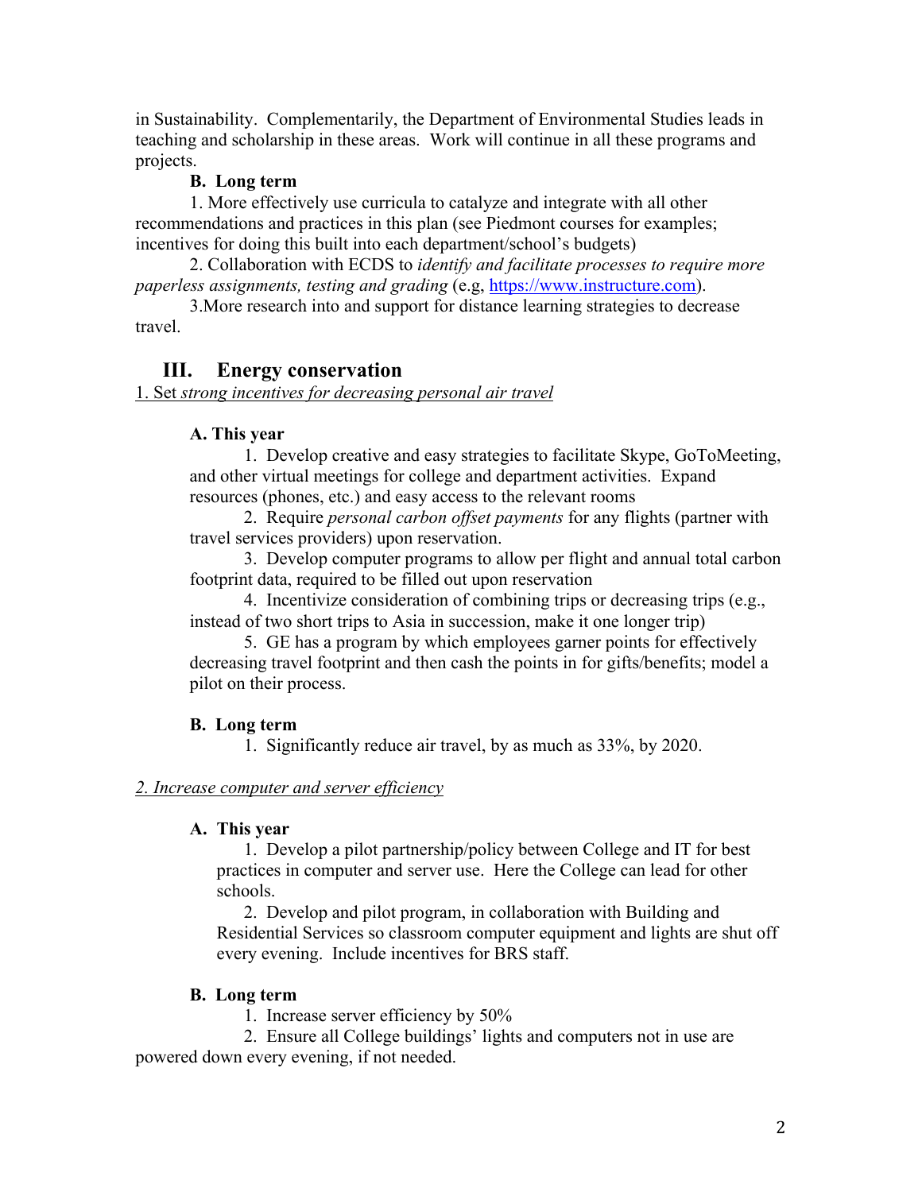in Sustainability. Complementarily, the Department of Environmental Studies leads in teaching and scholarship in these areas. Work will continue in all these programs and projects.

**B. Long term**

1. More effectively use curricula to catalyze and integrate with all other recommendations and practices in this plan (see Piedmont courses for examples; incentives for doing this built into each department/school's budgets)
2. Collaboration with ECDS to *identify and facilitate processes to require more paperless assignments, testing and grading* (e.g, [https://www.instructure.com](https://www.instructure.com)).
3. More research into and support for distance learning strategies to decrease travel.

## III. Energy conservation

1. Set *strong incentives for decreasing personal air travel*

**A. This year**

1. Develop creative and easy strategies to facilitate Skype, GoToMeeting, and other virtual meetings for college and department activities. Expand resources (phones, etc.) and easy access to the relevant rooms
2. Require *personal carbon offset payments* for any flights (partner with travel services providers) upon reservation.
3. Develop computer programs to allow per flight and annual total carbon footprint data, required to be filled out upon reservation
4. Incentivize consideration of combining trips or decreasing trips (e.g., instead of two short trips to Asia in succession, make it one longer trip)
5. GE has a program by which employees garner points for effectively decreasing travel footprint and then cash the points in for gifts/benefits; model a pilot on their process.

**B. Long term**

1. Significantly reduce air travel, by as much as 33%, by 2020.

*2. Increase computer and server efficiency*

**A. This year**

1. Develop a pilot partnership/policy between College and IT for best practices in computer and server use. Here the College can lead for other schools.
2. Develop and pilot program, in collaboration with Building and Residential Services so classroom computer equipment and lights are shut off every evening. Include incentives for BRS staff.

**B. Long term**

1. Increase server efficiency by 50%
2. Ensure all College buildings' lights and computers not in use are powered down every evening, if not needed.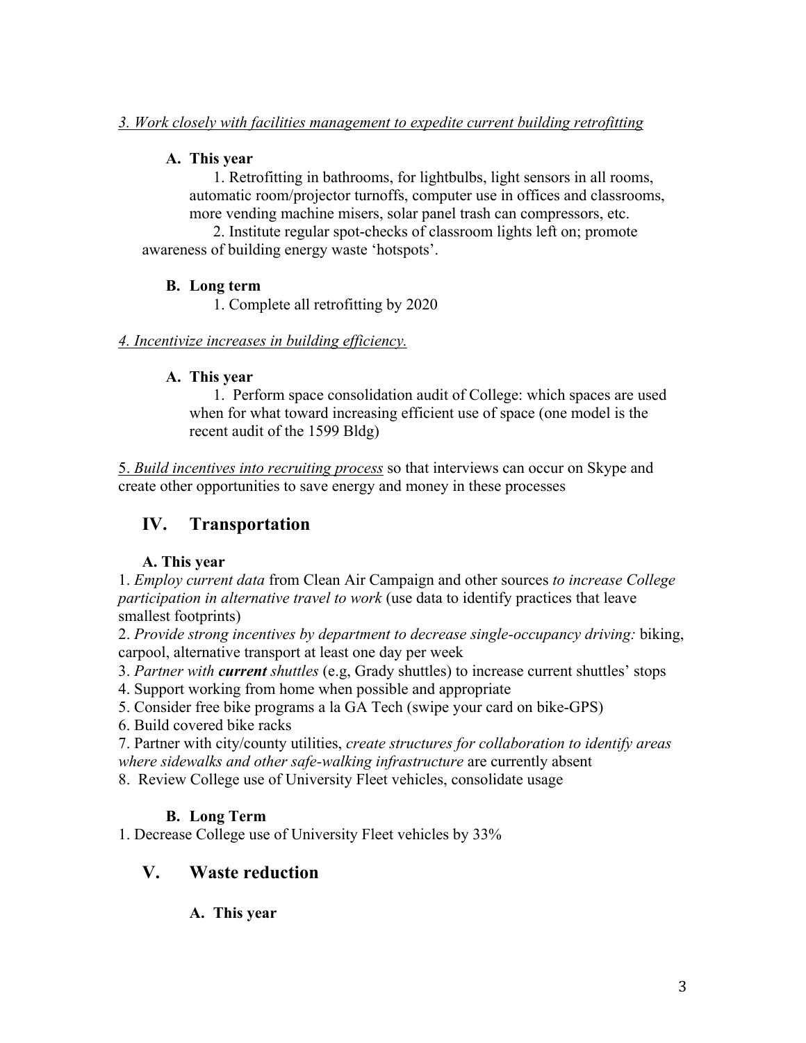*3. Work closely with facilities management to expedite current building retrofitting*

**A. This year**

1. Retrofitting in bathrooms, for lightbulbs, light sensors in all rooms, automatic room/projector turnoffs, computer use in offices and classrooms, more vending machine misers, solar panel trash can compressors, etc.

2. Institute regular spot-checks of classroom lights left on; promote awareness of building energy waste 'hotspots'.

**B. Long term**

1. Complete all retrofitting by 2020

*4. Incentivize increases in building efficiency.*

**A. This year**

1. Perform space consolidation audit of College: which spaces are used when for what toward increasing efficient use of space (one model is the recent audit of the 1599 Bldg)

5. *Build incentives into recruiting process* so that interviews can occur on Skype and create other opportunities to save energy and money in these processes

## IV. Transportation

**A. This year**

1. *Employ current data* from Clean Air Campaign and other sources *to increase College participation in alternative travel to work* (use data to identify practices that leave smallest footprints)
2. *Provide strong incentives by department to decrease single-occupancy driving:* biking, carpool, alternative transport at least one day per week
3. *Partner with* ***current*** *shuttles* (e.g, Grady shuttles) to increase current shuttles' stops
4. Support working from home when possible and appropriate
5. Consider free bike programs a la GA Tech (swipe your card on bike-GPS)
6. Build covered bike racks
7. Partner with city/county utilities, *create structures for collaboration to identify areas where sidewalks and other safe-walking infrastructure* are currently absent
8. Review College use of University Fleet vehicles, consolidate usage

**B. Long Term**

1. Decrease College use of University Fleet vehicles by 33%

## V. Waste reduction

**A. This year**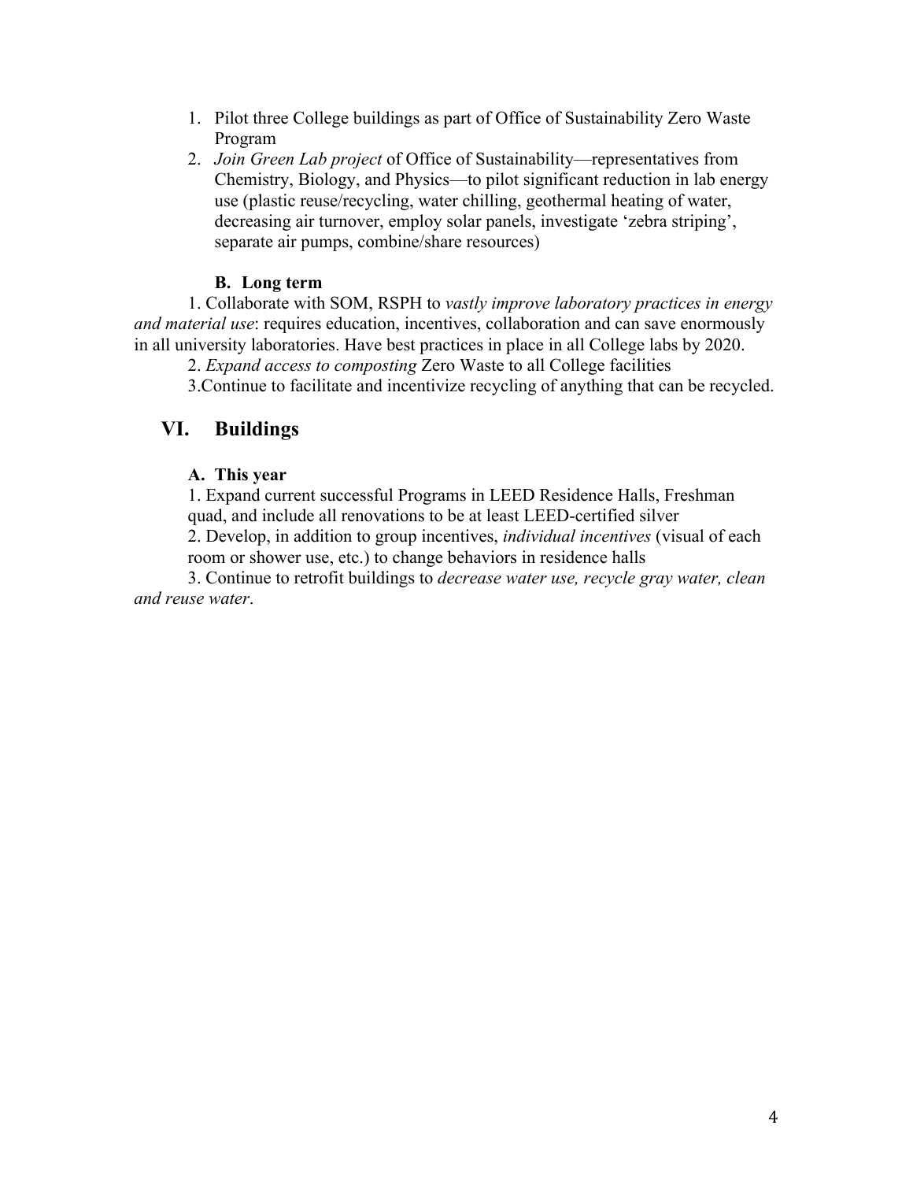1. Pilot three College buildings as part of Office of Sustainability Zero Waste Program
2. *Join Green Lab project* of Office of Sustainability—representatives from Chemistry, Biology, and Physics—to pilot significant reduction in lab energy use (plastic reuse/recycling, water chilling, geothermal heating of water, decreasing air turnover, employ solar panels, investigate 'zebra striping', separate air pumps, combine/share resources)

### B. Long term

1. Collaborate with SOM, RSPH to *vastly improve laboratory practices in energy and material use*: requires education, incentives, collaboration and can save enormously in all university laboratories. Have best practices in place in all College labs by 2020.

2. *Expand access to composting* Zero Waste to all College facilities

3.Continue to facilitate and incentivize recycling of anything that can be recycled.

## VI. Buildings

### A. This year

1. Expand current successful Programs in LEED Residence Halls, Freshman quad, and include all renovations to be at least LEED-certified silver

2. Develop, in addition to group incentives, *individual incentives* (visual of each room or shower use, etc.) to change behaviors in residence halls

3. Continue to retrofit buildings to *decrease water use, recycle gray water, clean and reuse water*.